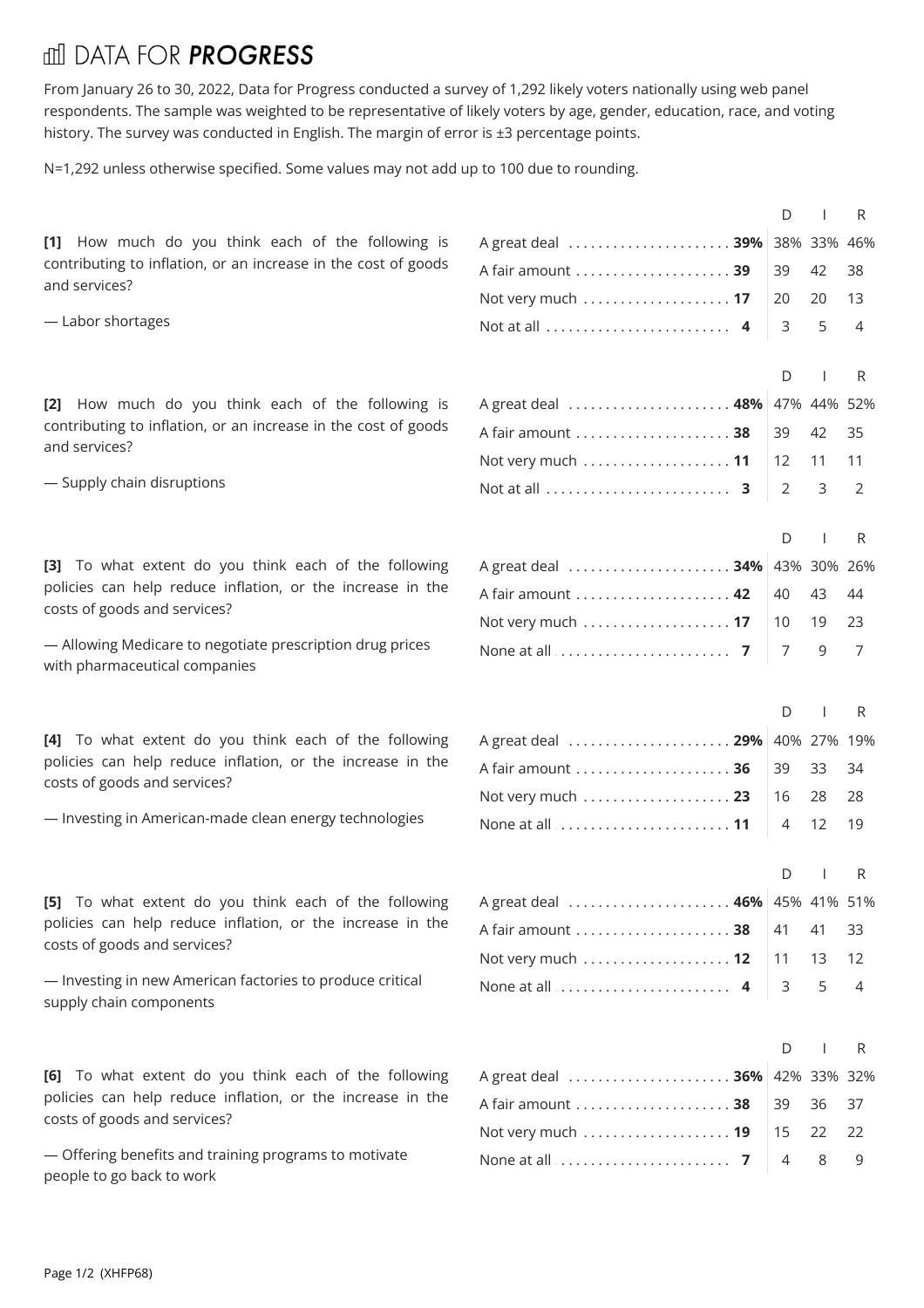# DATA FOR *PROGRESS*

From January 26 to 30, 2022, Data for Progress conducted a survey of 1,292 likely voters nationally using web panel respondents. The sample was weighted to be representative of likely voters by age, gender, education, race, and voting history. The survey was conducted in English. The margin of error is ±3 percentage points.

N=1,292 unless otherwise specified. Some values may not add up to 100 due to rounding.

**[1]** How much do you think each of the following is contributing to inflation, or an increase in the cost of goods and services?

— Labor shortages

| | Total | D | I | R |
|---|---|---|---|---|
| A great deal | **39%** | 38% | 33% | 46% |
| A fair amount | **39** | 39 | 42 | 38 |
| Not very much | **17** | 20 | 20 | 13 |
| Not at all | **4** | 3 | 5 | 4 |

**[2]** How much do you think each of the following is contributing to inflation, or an increase in the cost of goods and services?

— Supply chain disruptions

| | Total | D | I | R |
|---|---|---|---|---|
| A great deal | **48%** | 47% | 44% | 52% |
| A fair amount | **38** | 39 | 42 | 35 |
| Not very much | **11** | 12 | 11 | 11 |
| Not at all | **3** | 2 | 3 | 2 |

**[3]** To what extent do you think each of the following policies can help reduce inflation, or the increase in the costs of goods and services?

— Allowing Medicare to negotiate prescription drug prices with pharmaceutical companies

| | Total | D | I | R |
|---|---|---|---|---|
| A great deal | **34%** | 43% | 30% | 26% |
| A fair amount | **42** | 40 | 43 | 44 |
| Not very much | **17** | 10 | 19 | 23 |
| None at all | **7** | 7 | 9 | 7 |

**[4]** To what extent do you think each of the following policies can help reduce inflation, or the increase in the costs of goods and services?

— Investing in American-made clean energy technologies

| | Total | D | I | R |
|---|---|---|---|---|
| A great deal | **29%** | 40% | 27% | 19% |
| A fair amount | **36** | 39 | 33 | 34 |
| Not very much | **23** | 16 | 28 | 28 |
| None at all | **11** | 4 | 12 | 19 |

**[5]** To what extent do you think each of the following policies can help reduce inflation, or the increase in the costs of goods and services?

— Investing in new American factories to produce critical supply chain components

| | Total | D | I | R |
|---|---|---|---|---|
| A great deal | **46%** | 45% | 41% | 51% |
| A fair amount | **38** | 41 | 41 | 33 |
| Not very much | **12** | 11 | 13 | 12 |
| None at all | **4** | 3 | 5 | 4 |

**[6]** To what extent do you think each of the following policies can help reduce inflation, or the increase in the costs of goods and services?

— Offering benefits and training programs to motivate people to go back to work

| | Total | D | I | R |
|---|---|---|---|---|
| A great deal | **36%** | 42% | 33% | 32% |
| A fair amount | **38** | 39 | 36 | 37 |
| Not very much | **19** | 15 | 22 | 22 |
| None at all | **7** | 4 | 8 | 9 |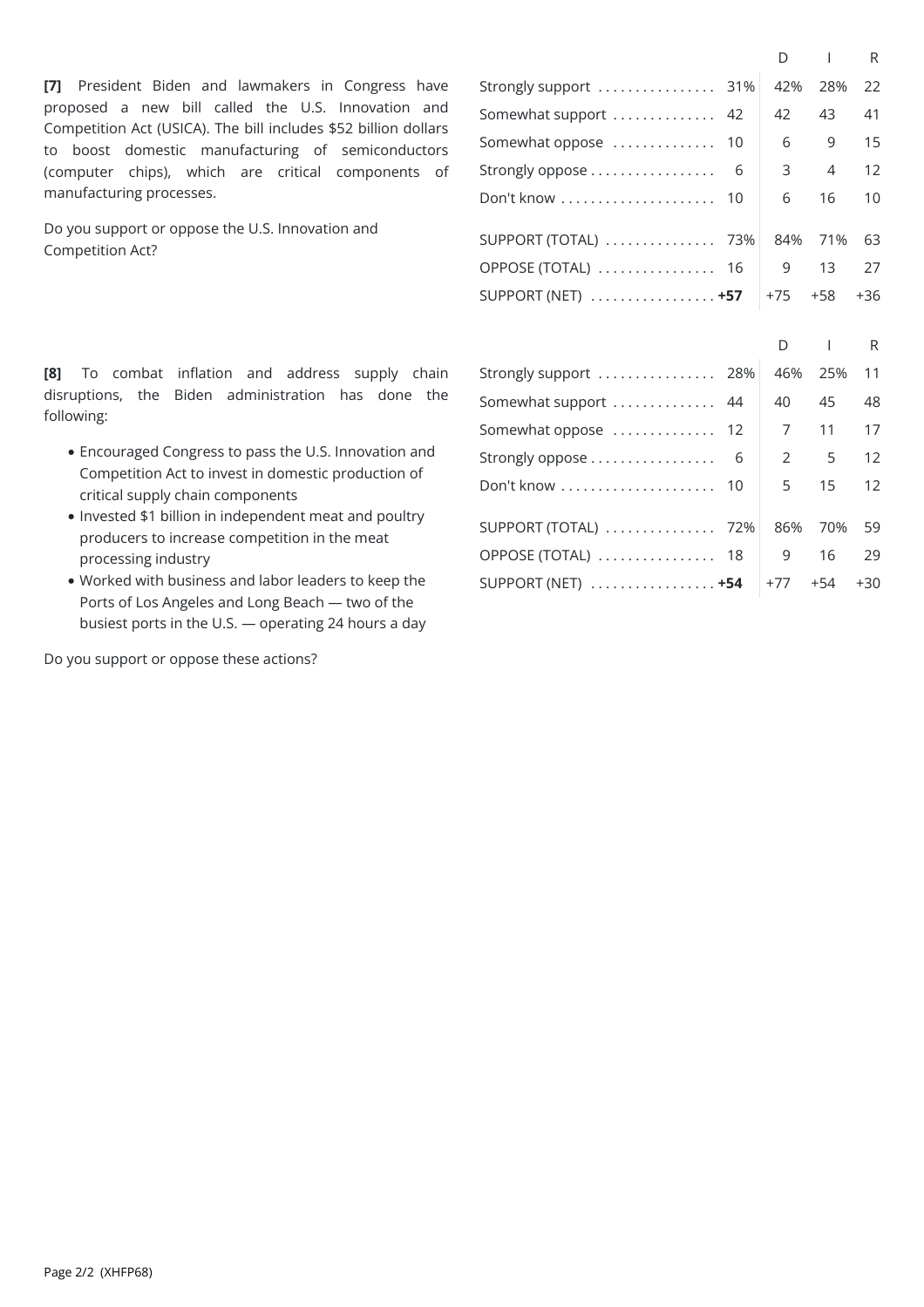**[7]** President Biden and lawmakers in Congress have proposed a new bill called the U.S. Innovation and Competition Act (USICA). The bill includes $52 billion dollars to boost domestic manufacturing of semiconductors (computer chips), which are critical components of manufacturing processes.

Do you support or oppose the U.S. Innovation and Competition Act?

| | Total | D | I | R |
|---|---|---|---|---|
| Strongly support | 31% | 42% | 28% | 22 |
| Somewhat support | 42 | 42 | 43 | 41 |
| Somewhat oppose | 10 | 6 | 9 | 15 |
| Strongly oppose | 6 | 3 | 4 | 12 |
| Don't know | 10 | 6 | 16 | 10 |
| SUPPORT (TOTAL) | 73% | 84% | 71% | 63 |
| OPPOSE (TOTAL) | 16 | 9 | 13 | 27 |
| SUPPORT (NET) | **+57** | +75 | +58 | +36 |

**[8]** To combat inflation and address supply chain disruptions, the Biden administration has done the following:

- Encouraged Congress to pass the U.S. Innovation and Competition Act to invest in domestic production of critical supply chain components
- Invested $1 billion in independent meat and poultry producers to increase competition in the meat processing industry
- Worked with business and labor leaders to keep the Ports of Los Angeles and Long Beach — two of the busiest ports in the U.S. — operating 24 hours a day

Do you support or oppose these actions?

| | Total | D | I | R |
|---|---|---|---|---|
| Strongly support | 28% | 46% | 25% | 11 |
| Somewhat support | 44 | 40 | 45 | 48 |
| Somewhat oppose | 12 | 7 | 11 | 17 |
| Strongly oppose | 6 | 2 | 5 | 12 |
| Don't know | 10 | 5 | 15 | 12 |
| SUPPORT (TOTAL) | 72% | 86% | 70% | 59 |
| OPPOSE (TOTAL) | 18 | 9 | 16 | 29 |
| SUPPORT (NET) | **+54** | +77 | +54 | +30 |